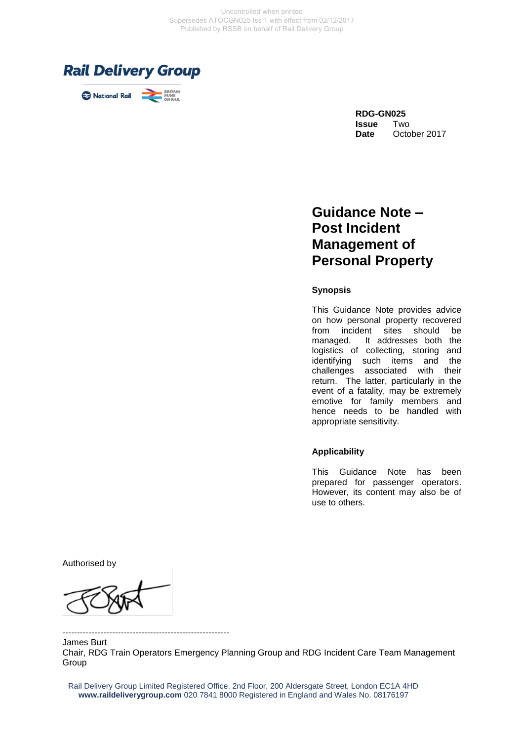Uncontrolled when printed
Supersedes ATOCGN025 Iss 1 with effect from 02/12/2017
Published by RSSB on behalf of Rail Delivery Group

Rail Delivery Group

**RDG-GN025**
**Issue** Two
**Date** October 2017

# Guidance Note – Post Incident Management of Personal Property

## Synopsis

This Guidance Note provides advice on how personal property recovered from incident sites should be managed. It addresses both the logistics of collecting, storing and identifying such items and the challenges associated with their return. The latter, particularly in the event of a fatality, may be extremely emotive for family members and hence needs to be handled with appropriate sensitivity.

## Applicability

This Guidance Note has been prepared for passenger operators. However, its content may also be of use to others.

Authorised by

---

James Burt
Chair, RDG Train Operators Emergency Planning Group and RDG Incident Care Team Management Group

Rail Delivery Group Limited Registered Office, 2nd Floor, 200 Aldersgate Street, London EC1A 4HD
**www.raildeliverygroup.com** 020 7841 8000 Registered in England and Wales No. 08176197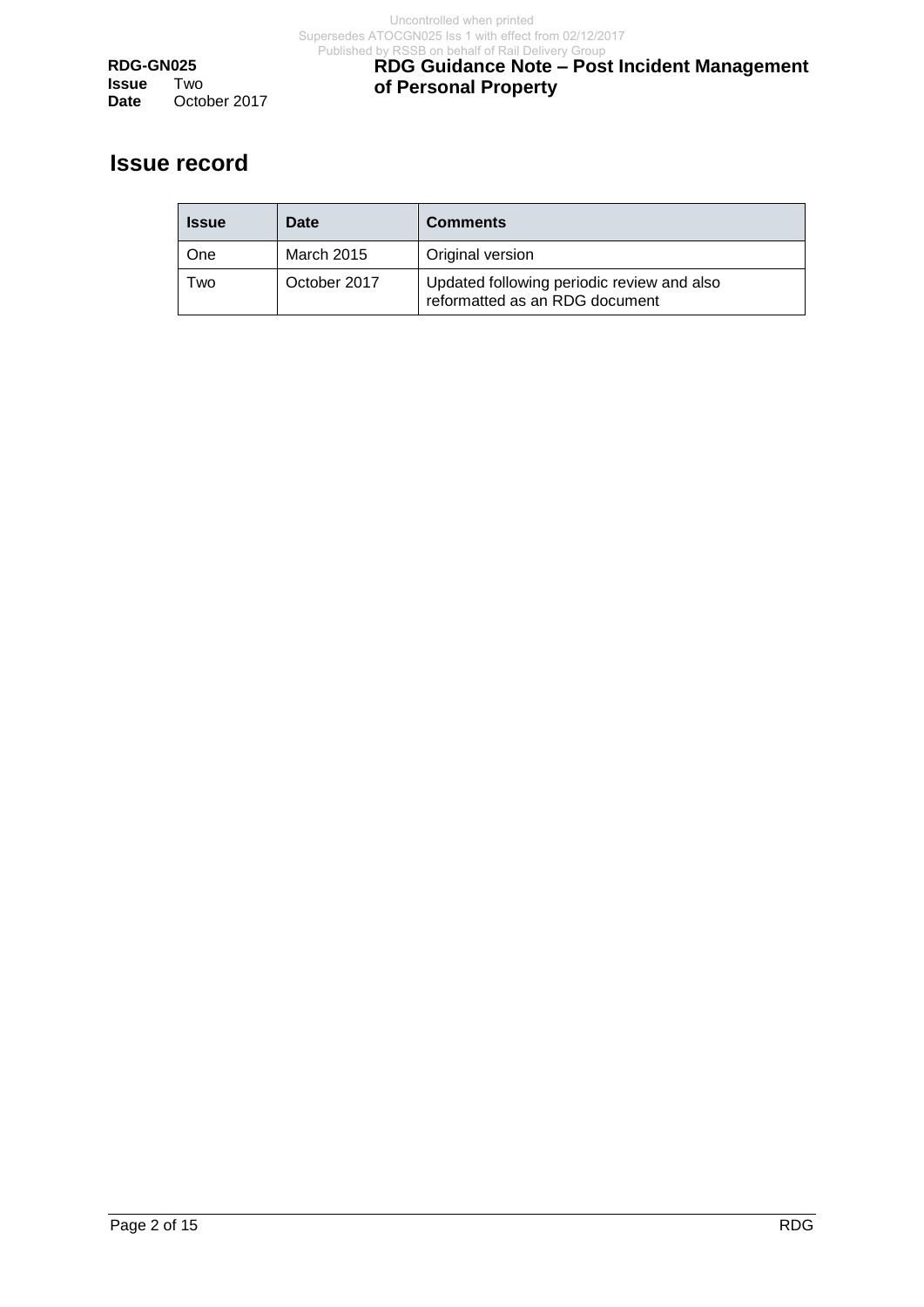# Issue record

| Issue | Date | Comments |
|---|---|---|
| One | March 2015 | Original version |
| Two | October 2017 | Updated following periodic review and also reformatted as an RDG document |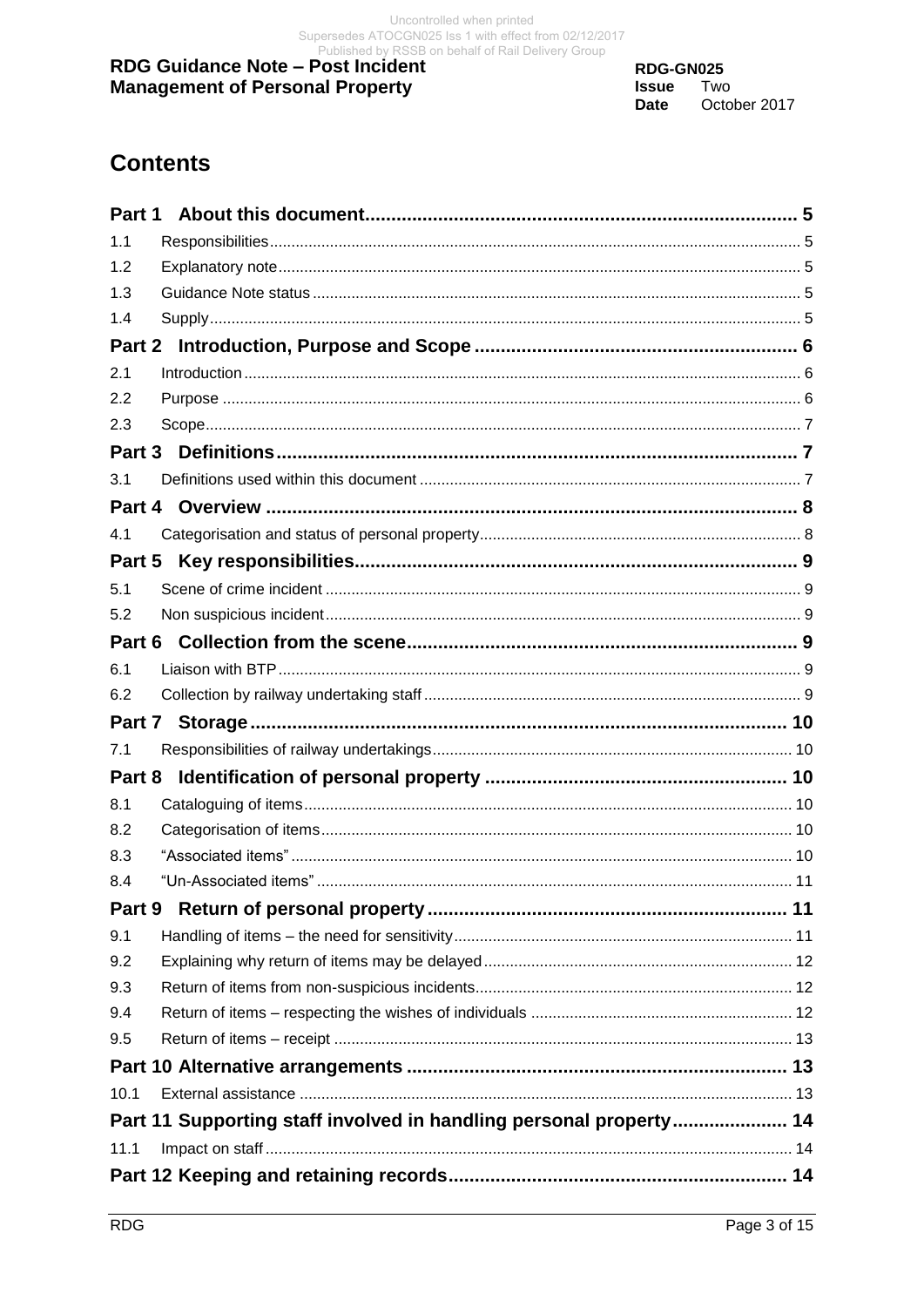# Contents

**Part 1 About this document** .......... 5

1.1 Responsibilities .......... 5

1.2 Explanatory note .......... 5

1.3 Guidance Note status .......... 5

1.4 Supply .......... 5

**Part 2 Introduction, Purpose and Scope** .......... 6

2.1 Introduction .......... 6

2.2 Purpose .......... 6

2.3 Scope .......... 7

**Part 3 Definitions** .......... 7

3.1 Definitions used within this document .......... 7

**Part 4 Overview** .......... 8

4.1 Categorisation and status of personal property .......... 8

**Part 5 Key responsibilities** .......... 9

5.1 Scene of crime incident .......... 9

5.2 Non suspicious incident .......... 9

**Part 6 Collection from the scene** .......... 9

6.1 Liaison with BTP .......... 9

6.2 Collection by railway undertaking staff .......... 9

**Part 7 Storage** .......... 10

7.1 Responsibilities of railway undertakings .......... 10

**Part 8 Identification of personal property** .......... 10

8.1 Cataloguing of items .......... 10

8.2 Categorisation of items .......... 10

8.3 "Associated items" .......... 10

8.4 "Un-Associated items" .......... 11

**Part 9 Return of personal property** .......... 11

9.1 Handling of items – the need for sensitivity .......... 11

9.2 Explaining why return of items may be delayed .......... 12

9.3 Return of items from non-suspicious incidents .......... 12

9.4 Return of items – respecting the wishes of individuals .......... 12

9.5 Return of items – receipt .......... 13

**Part 10 Alternative arrangements** .......... 13

10.1 External assistance .......... 13

**Part 11 Supporting staff involved in handling personal property** .......... 14

11.1 Impact on staff .......... 14

**Part 12 Keeping and retaining records** .......... 14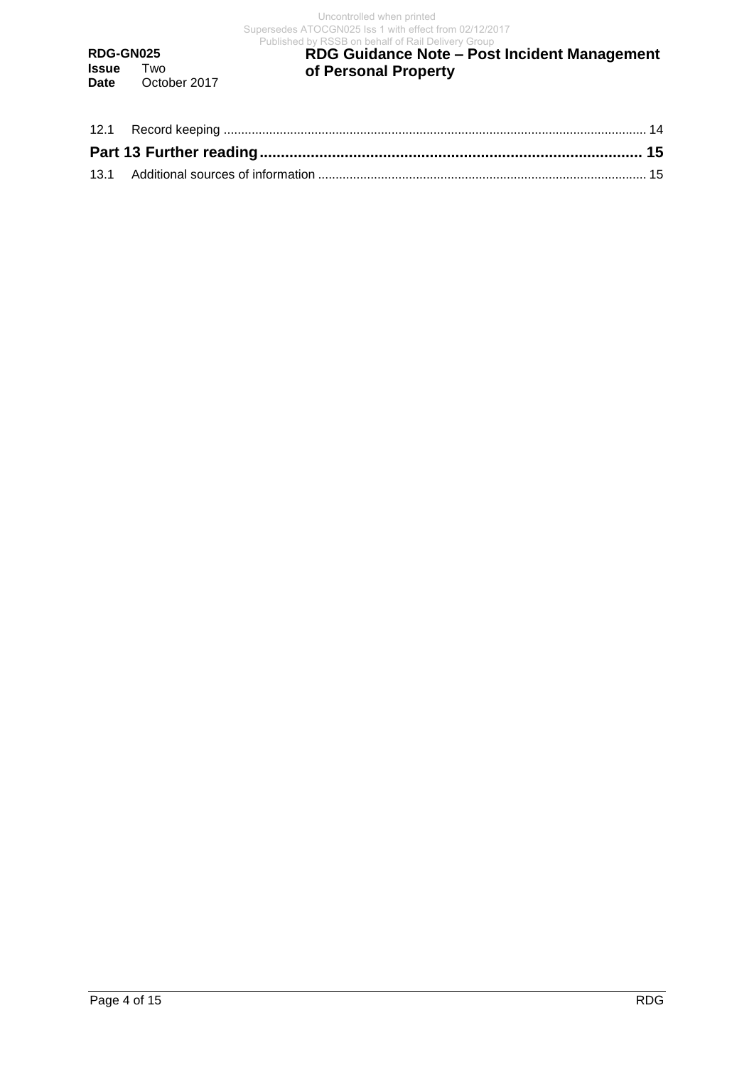12.1 Record keeping ........................................................................................................................ 14

**Part 13 Further reading ......................................................................................... 15**

13.1 Additional sources of information ............................................................................................. 15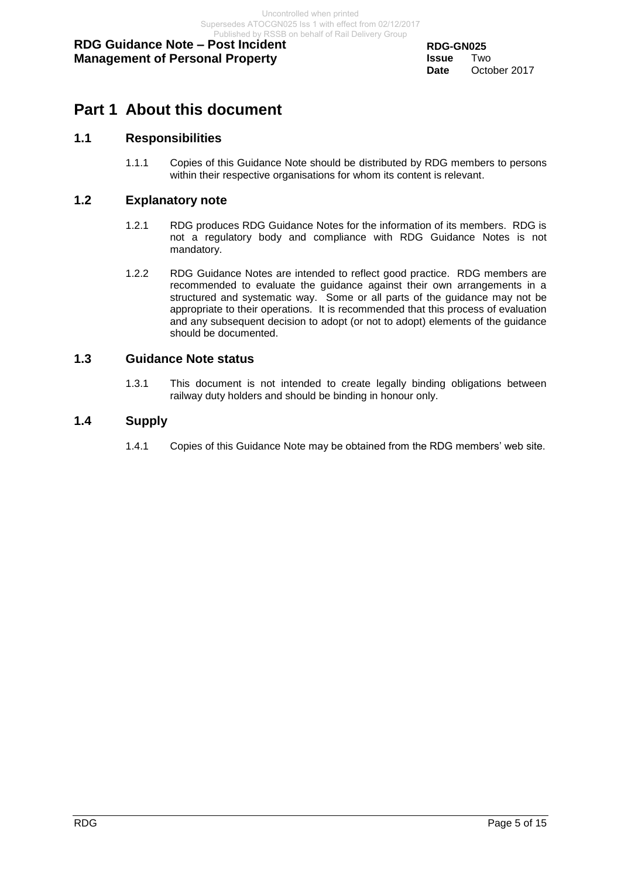# Part 1 About this document

## 1.1 Responsibilities

1.1.1 Copies of this Guidance Note should be distributed by RDG members to persons within their respective organisations for whom its content is relevant.

## 1.2 Explanatory note

1.2.1 RDG produces RDG Guidance Notes for the information of its members. RDG is not a regulatory body and compliance with RDG Guidance Notes is not mandatory.

1.2.2 RDG Guidance Notes are intended to reflect good practice. RDG members are recommended to evaluate the guidance against their own arrangements in a structured and systematic way. Some or all parts of the guidance may not be appropriate to their operations. It is recommended that this process of evaluation and any subsequent decision to adopt (or not to adopt) elements of the guidance should be documented.

## 1.3 Guidance Note status

1.3.1 This document is not intended to create legally binding obligations between railway duty holders and should be binding in honour only.

## 1.4 Supply

1.4.1 Copies of this Guidance Note may be obtained from the RDG members' web site.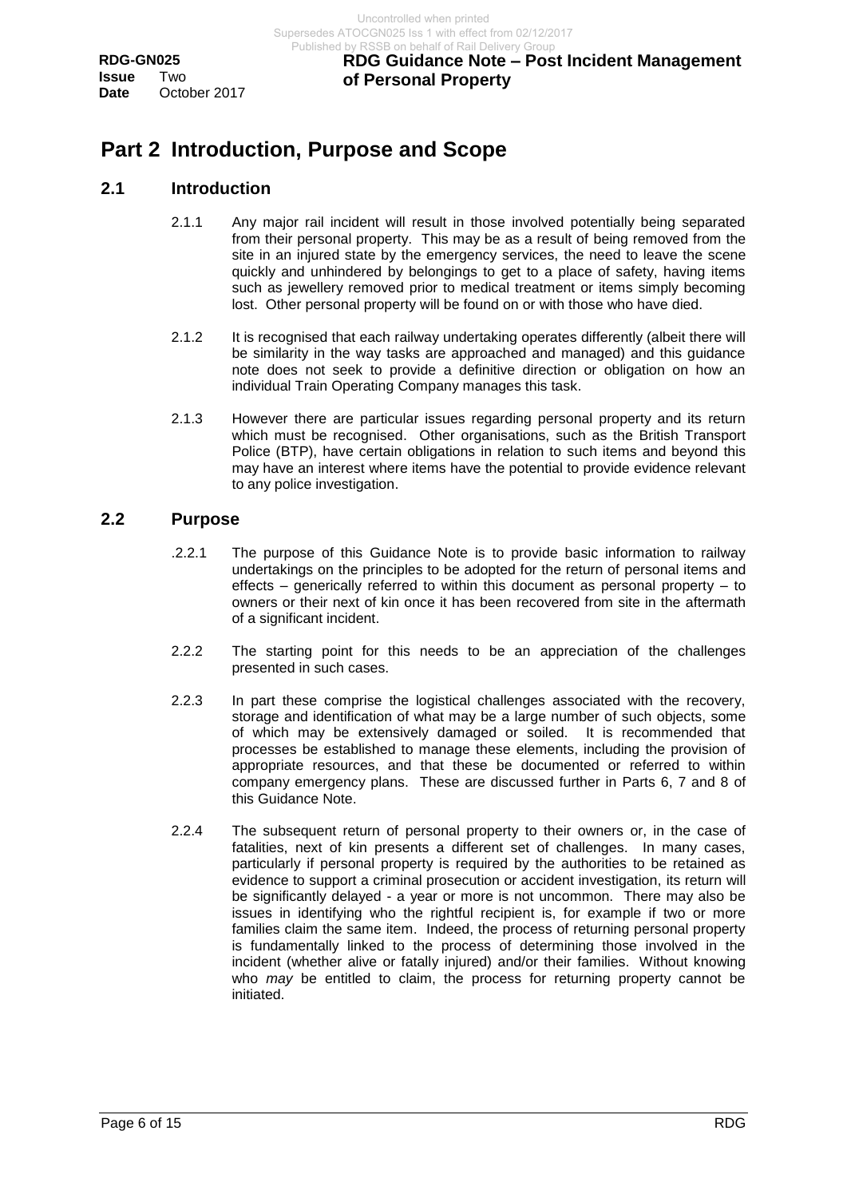# Part 2 Introduction, Purpose and Scope

## 2.1 Introduction

2.1.1 Any major rail incident will result in those involved potentially being separated from their personal property. This may be as a result of being removed from the site in an injured state by the emergency services, the need to leave the scene quickly and unhindered by belongings to get to a place of safety, having items such as jewellery removed prior to medical treatment or items simply becoming lost. Other personal property will be found on or with those who have died.

2.1.2 It is recognised that each railway undertaking operates differently (albeit there will be similarity in the way tasks are approached and managed) and this guidance note does not seek to provide a definitive direction or obligation on how an individual Train Operating Company manages this task.

2.1.3 However there are particular issues regarding personal property and its return which must be recognised. Other organisations, such as the British Transport Police (BTP), have certain obligations in relation to such items and beyond this may have an interest where items have the potential to provide evidence relevant to any police investigation.

## 2.2 Purpose

.2.2.1 The purpose of this Guidance Note is to provide basic information to railway undertakings on the principles to be adopted for the return of personal items and effects – generically referred to within this document as personal property – to owners or their next of kin once it has been recovered from site in the aftermath of a significant incident.

2.2.2 The starting point for this needs to be an appreciation of the challenges presented in such cases.

2.2.3 In part these comprise the logistical challenges associated with the recovery, storage and identification of what may be a large number of such objects, some of which may be extensively damaged or soiled. It is recommended that processes be established to manage these elements, including the provision of appropriate resources, and that these be documented or referred to within company emergency plans. These are discussed further in Parts 6, 7 and 8 of this Guidance Note.

2.2.4 The subsequent return of personal property to their owners or, in the case of fatalities, next of kin presents a different set of challenges. In many cases, particularly if personal property is required by the authorities to be retained as evidence to support a criminal prosecution or accident investigation, its return will be significantly delayed - a year or more is not uncommon. There may also be issues in identifying who the rightful recipient is, for example if two or more families claim the same item. Indeed, the process of returning personal property is fundamentally linked to the process of determining those involved in the incident (whether alive or fatally injured) and/or their families. Without knowing who *may* be entitled to claim, the process for returning property cannot be initiated.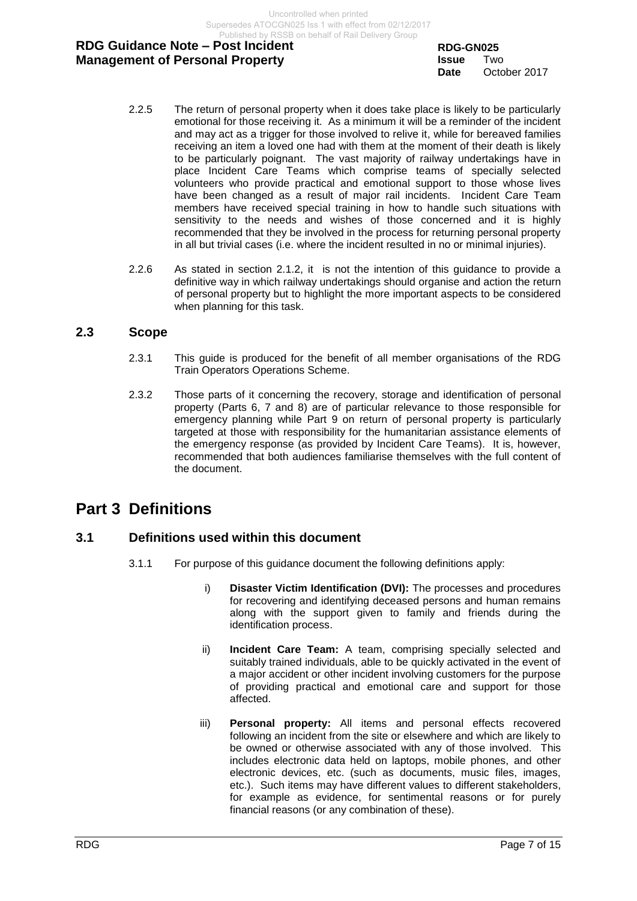2.2.5 The return of personal property when it does take place is likely to be particularly emotional for those receiving it. As a minimum it will be a reminder of the incident and may act as a trigger for those involved to relive it, while for bereaved families receiving an item a loved one had with them at the moment of their death is likely to be particularly poignant. The vast majority of railway undertakings have in place Incident Care Teams which comprise teams of specially selected volunteers who provide practical and emotional support to those whose lives have been changed as a result of major rail incidents. Incident Care Team members have received special training in how to handle such situations with sensitivity to the needs and wishes of those concerned and it is highly recommended that they be involved in the process for returning personal property in all but trivial cases (i.e. where the incident resulted in no or minimal injuries).

2.2.6 As stated in section 2.1.2, it is not the intention of this guidance to provide a definitive way in which railway undertakings should organise and action the return of personal property but to highlight the more important aspects to be considered when planning for this task.

## 2.3 Scope

2.3.1 This guide is produced for the benefit of all member organisations of the RDG Train Operators Operations Scheme.

2.3.2 Those parts of it concerning the recovery, storage and identification of personal property (Parts 6, 7 and 8) are of particular relevance to those responsible for emergency planning while Part 9 on return of personal property is particularly targeted at those with responsibility for the humanitarian assistance elements of the emergency response (as provided by Incident Care Teams). It is, however, recommended that both audiences familiarise themselves with the full content of the document.

# Part 3 Definitions

## 3.1 Definitions used within this document

3.1.1 For purpose of this guidance document the following definitions apply:

i) **Disaster Victim Identification (DVI):** The processes and procedures for recovering and identifying deceased persons and human remains along with the support given to family and friends during the identification process.

ii) **Incident Care Team:** A team, comprising specially selected and suitably trained individuals, able to be quickly activated in the event of a major accident or other incident involving customers for the purpose of providing practical and emotional care and support for those affected.

iii) **Personal property:** All items and personal effects recovered following an incident from the site or elsewhere and which are likely to be owned or otherwise associated with any of those involved. This includes electronic data held on laptops, mobile phones, and other electronic devices, etc. (such as documents, music files, images, etc.). Such items may have different values to different stakeholders, for example as evidence, for sentimental reasons or for purely financial reasons (or any combination of these).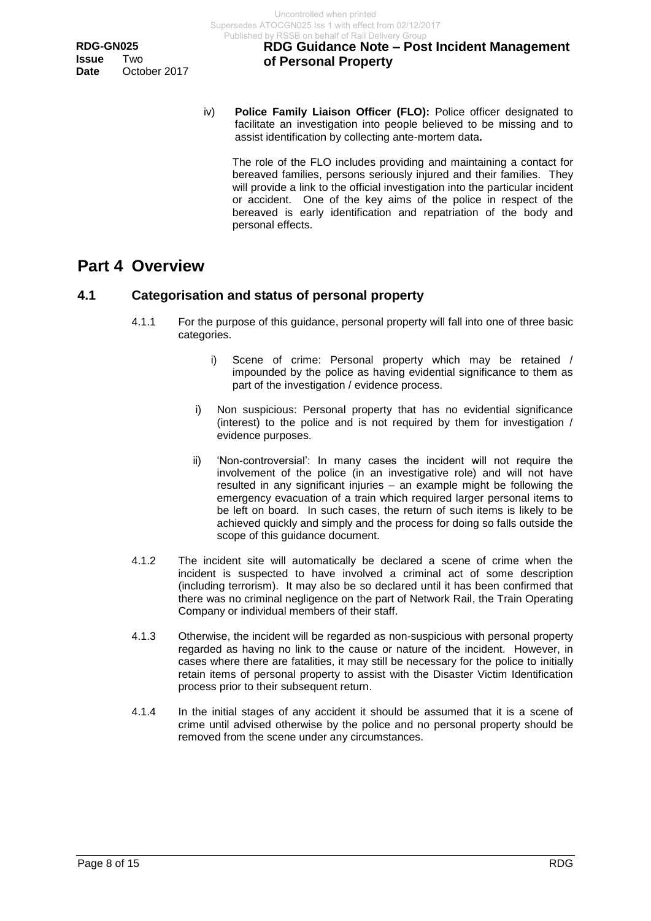iv) **Police Family Liaison Officer (FLO):** Police officer designated to facilitate an investigation into people believed to be missing and to assist identification by collecting ante-mortem data**.**

The role of the FLO includes providing and maintaining a contact for bereaved families, persons seriously injured and their families. They will provide a link to the official investigation into the particular incident or accident. One of the key aims of the police in respect of the bereaved is early identification and repatriation of the body and personal effects.

# Part 4 Overview

## 4.1 Categorisation and status of personal property

4.1.1 For the purpose of this guidance, personal property will fall into one of three basic categories.

i) Scene of crime: Personal property which may be retained / impounded by the police as having evidential significance to them as part of the investigation / evidence process.

i) Non suspicious: Personal property that has no evidential significance (interest) to the police and is not required by them for investigation / evidence purposes.

ii) 'Non-controversial': In many cases the incident will not require the involvement of the police (in an investigative role) and will not have resulted in any significant injuries – an example might be following the emergency evacuation of a train which required larger personal items to be left on board. In such cases, the return of such items is likely to be achieved quickly and simply and the process for doing so falls outside the scope of this guidance document.

4.1.2 The incident site will automatically be declared a scene of crime when the incident is suspected to have involved a criminal act of some description (including terrorism). It may also be so declared until it has been confirmed that there was no criminal negligence on the part of Network Rail, the Train Operating Company or individual members of their staff.

4.1.3 Otherwise, the incident will be regarded as non-suspicious with personal property regarded as having no link to the cause or nature of the incident. However, in cases where there are fatalities, it may still be necessary for the police to initially retain items of personal property to assist with the Disaster Victim Identification process prior to their subsequent return.

4.1.4 In the initial stages of any accident it should be assumed that it is a scene of crime until advised otherwise by the police and no personal property should be removed from the scene under any circumstances.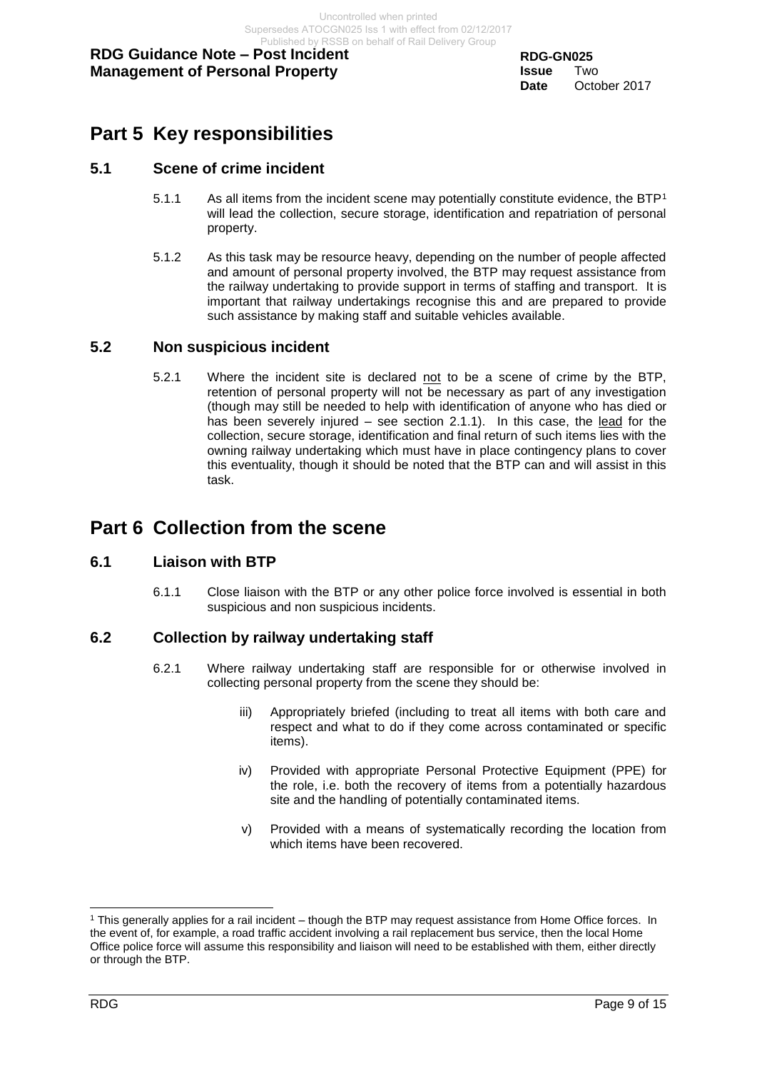# Part 5 Key responsibilities

## 5.1 Scene of crime incident

5.1.1 As all items from the incident scene may potentially constitute evidence, the BTP[1] will lead the collection, secure storage, identification and repatriation of personal property.

5.1.2 As this task may be resource heavy, depending on the number of people affected and amount of personal property involved, the BTP may request assistance from the railway undertaking to provide support in terms of staffing and transport. It is important that railway undertakings recognise this and are prepared to provide such assistance by making staff and suitable vehicles available.

## 5.2 Non suspicious incident

5.2.1 Where the incident site is declared <u>not</u> to be a scene of crime by the BTP, retention of personal property will not be necessary as part of any investigation (though may still be needed to help with identification of anyone who has died or has been severely injured – see section 2.1.1). In this case, the <u>lead</u> for the collection, secure storage, identification and final return of such items lies with the owning railway undertaking which must have in place contingency plans to cover this eventuality, though it should be noted that the BTP can and will assist in this task.

# Part 6 Collection from the scene

## 6.1 Liaison with BTP

6.1.1 Close liaison with the BTP or any other police force involved is essential in both suspicious and non suspicious incidents.

## 6.2 Collection by railway undertaking staff

6.2.1 Where railway undertaking staff are responsible for or otherwise involved in collecting personal property from the scene they should be:

iii) Appropriately briefed (including to treat all items with both care and respect and what to do if they come across contaminated or specific items).

iv) Provided with appropriate Personal Protective Equipment (PPE) for the role, i.e. both the recovery of items from a potentially hazardous site and the handling of potentially contaminated items.

v) Provided with a means of systematically recording the location from which items have been recovered.

---

[1] This generally applies for a rail incident – though the BTP may request assistance from Home Office forces. In the event of, for example, a road traffic accident involving a rail replacement bus service, then the local Home Office police force will assume this responsibility and liaison will need to be established with them, either directly or through the BTP.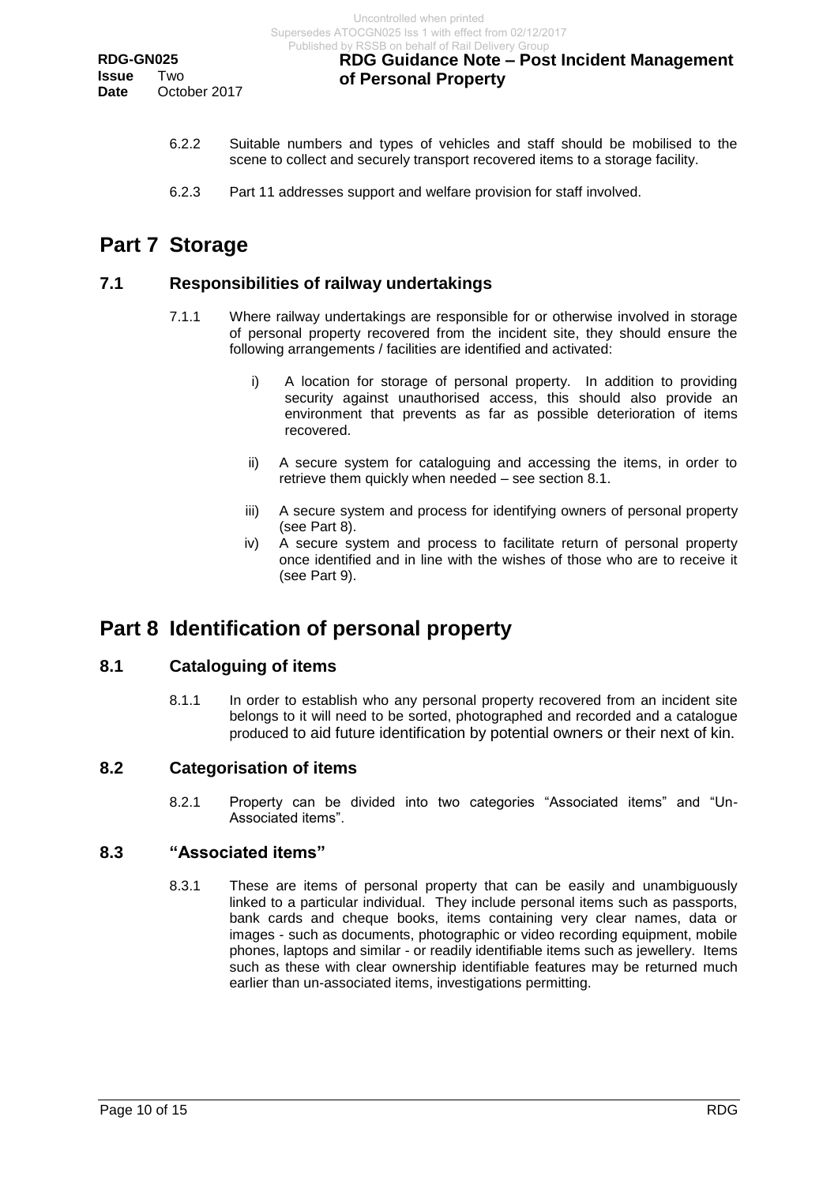6.2.2 Suitable numbers and types of vehicles and staff should be mobilised to the scene to collect and securely transport recovered items to a storage facility.

6.2.3 Part 11 addresses support and welfare provision for staff involved.

# Part 7 Storage

## 7.1 Responsibilities of railway undertakings

7.1.1 Where railway undertakings are responsible for or otherwise involved in storage of personal property recovered from the incident site, they should ensure the following arrangements / facilities are identified and activated:

i) A location for storage of personal property. In addition to providing security against unauthorised access, this should also provide an environment that prevents as far as possible deterioration of items recovered.

ii) A secure system for cataloguing and accessing the items, in order to retrieve them quickly when needed – see section 8.1.

iii) A secure system and process for identifying owners of personal property (see Part 8).

iv) A secure system and process to facilitate return of personal property once identified and in line with the wishes of those who are to receive it (see Part 9).

# Part 8 Identification of personal property

## 8.1 Cataloguing of items

8.1.1 In order to establish who any personal property recovered from an incident site belongs to it will need to be sorted, photographed and recorded and a catalogue produced to aid future identification by potential owners or their next of kin.

## 8.2 Categorisation of items

8.2.1 Property can be divided into two categories "Associated items" and "Un-Associated items".

## 8.3 "Associated items"

8.3.1 These are items of personal property that can be easily and unambiguously linked to a particular individual. They include personal items such as passports, bank cards and cheque books, items containing very clear names, data or images - such as documents, photographic or video recording equipment, mobile phones, laptops and similar - or readily identifiable items such as jewellery. Items such as these with clear ownership identifiable features may be returned much earlier than un-associated items, investigations permitting.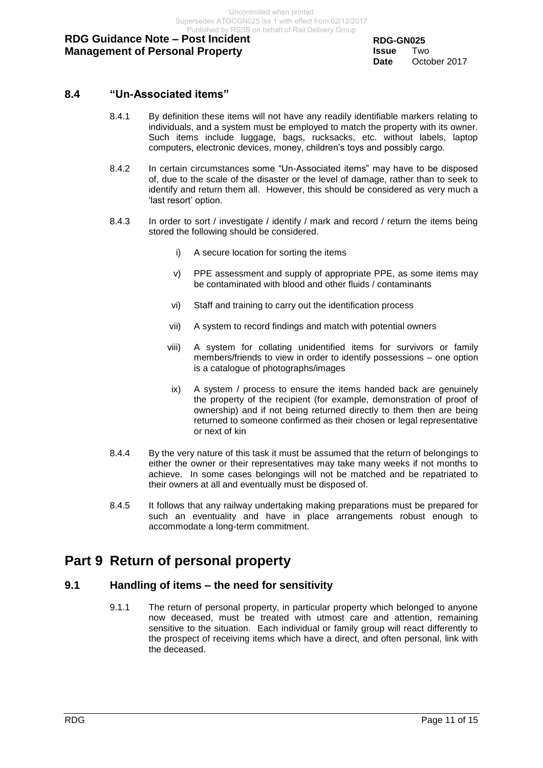## 8.4 "Un-Associated items"

8.4.1 By definition these items will not have any readily identifiable markers relating to individuals, and a system must be employed to match the property with its owner. Such items include luggage, bags, rucksacks, etc. without labels, laptop computers, electronic devices, money, children's toys and possibly cargo.

8.4.2 In certain circumstances some "Un-Associated items" may have to be disposed of, due to the scale of the disaster or the level of damage, rather than to seek to identify and return them all. However, this should be considered as very much a 'last resort' option.

8.4.3 In order to sort / investigate / identify / mark and record / return the items being stored the following should be considered.

i) A secure location for sorting the items

v) PPE assessment and supply of appropriate PPE, as some items may be contaminated with blood and other fluids / contaminants

vi) Staff and training to carry out the identification process

vii) A system to record findings and match with potential owners

viii) A system for collating unidentified items for survivors or family members/friends to view in order to identify possessions – one option is a catalogue of photographs/images

ix) A system / process to ensure the items handed back are genuinely the property of the recipient (for example, demonstration of proof of ownership) and if not being returned directly to them then are being returned to someone confirmed as their chosen or legal representative or next of kin

8.4.4 By the very nature of this task it must be assumed that the return of belongings to either the owner or their representatives may take many weeks if not months to achieve. In some cases belongings will not be matched and be repatriated to their owners at all and eventually must be disposed of.

8.4.5 It follows that any railway undertaking making preparations must be prepared for such an eventuality and have in place arrangements robust enough to accommodate a long-term commitment.

# Part 9 Return of personal property

## 9.1 Handling of items – the need for sensitivity

9.1.1 The return of personal property, in particular property which belonged to anyone now deceased, must be treated with utmost care and attention, remaining sensitive to the situation. Each individual or family group will react differently to the prospect of receiving items which have a direct, and often personal, link with the deceased.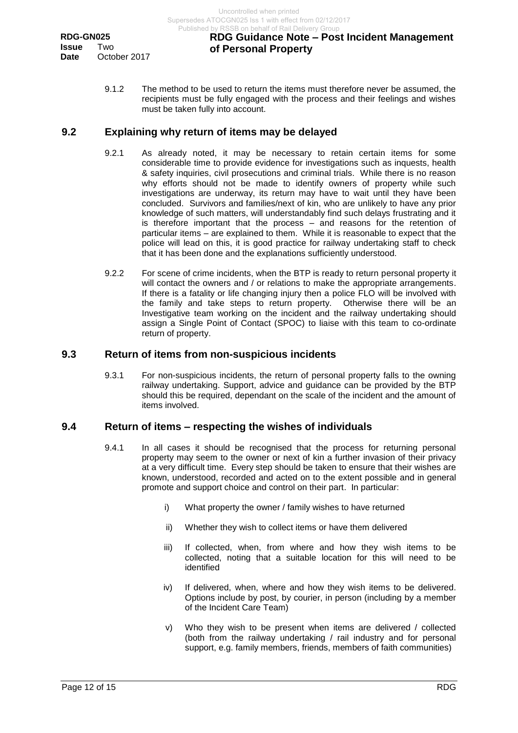9.1.2 The method to be used to return the items must therefore never be assumed, the recipients must be fully engaged with the process and their feelings and wishes must be taken fully into account.

## 9.2 Explaining why return of items may be delayed

9.2.1 As already noted, it may be necessary to retain certain items for some considerable time to provide evidence for investigations such as inquests, health & safety inquiries, civil prosecutions and criminal trials. While there is no reason why efforts should not be made to identify owners of property while such investigations are underway, its return may have to wait until they have been concluded. Survivors and families/next of kin, who are unlikely to have any prior knowledge of such matters, will understandably find such delays frustrating and it is therefore important that the process – and reasons for the retention of particular items – are explained to them. While it is reasonable to expect that the police will lead on this, it is good practice for railway undertaking staff to check that it has been done and the explanations sufficiently understood.

9.2.2 For scene of crime incidents, when the BTP is ready to return personal property it will contact the owners and / or relations to make the appropriate arrangements. If there is a fatality or life changing injury then a police FLO will be involved with the family and take steps to return property. Otherwise there will be an Investigative team working on the incident and the railway undertaking should assign a Single Point of Contact (SPOC) to liaise with this team to co-ordinate return of property.

## 9.3 Return of items from non-suspicious incidents

9.3.1 For non-suspicious incidents, the return of personal property falls to the owning railway undertaking. Support, advice and guidance can be provided by the BTP should this be required, dependant on the scale of the incident and the amount of items involved.

## 9.4 Return of items – respecting the wishes of individuals

9.4.1 In all cases it should be recognised that the process for returning personal property may seem to the owner or next of kin a further invasion of their privacy at a very difficult time. Every step should be taken to ensure that their wishes are known, understood, recorded and acted on to the extent possible and in general promote and support choice and control on their part. In particular:

i) What property the owner / family wishes to have returned

ii) Whether they wish to collect items or have them delivered

iii) If collected, when, from where and how they wish items to be collected, noting that a suitable location for this will need to be identified

iv) If delivered, when, where and how they wish items to be delivered. Options include by post, by courier, in person (including by a member of the Incident Care Team)

v) Who they wish to be present when items are delivered / collected (both from the railway undertaking / rail industry and for personal support, e.g. family members, friends, members of faith communities)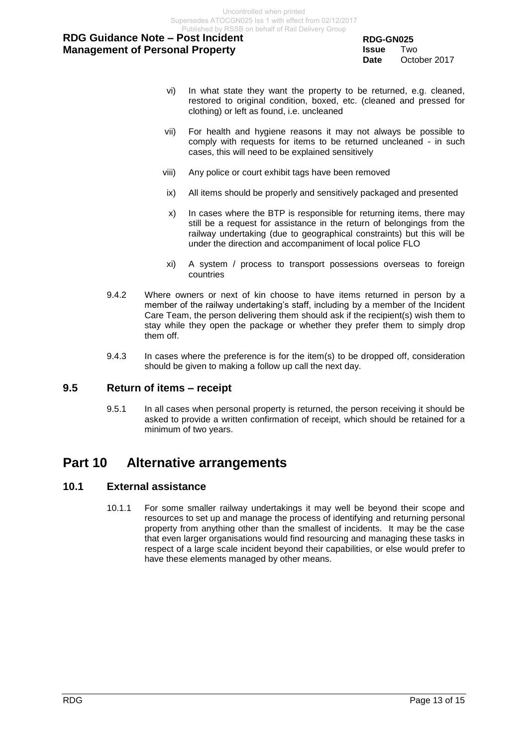vi) In what state they want the property to be returned, e.g. cleaned, restored to original condition, boxed, etc. (cleaned and pressed for clothing) or left as found, i.e. uncleaned

vii) For health and hygiene reasons it may not always be possible to comply with requests for items to be returned uncleaned - in such cases, this will need to be explained sensitively

viii) Any police or court exhibit tags have been removed

ix) All items should be properly and sensitively packaged and presented

x) In cases where the BTP is responsible for returning items, there may still be a request for assistance in the return of belongings from the railway undertaking (due to geographical constraints) but this will be under the direction and accompaniment of local police FLO

xi) A system / process to transport possessions overseas to foreign countries

9.4.2 Where owners or next of kin choose to have items returned in person by a member of the railway undertaking's staff, including by a member of the Incident Care Team, the person delivering them should ask if the recipient(s) wish them to stay while they open the package or whether they prefer them to simply drop them off.

9.4.3 In cases where the preference is for the item(s) to be dropped off, consideration should be given to making a follow up call the next day.

## 9.5 Return of items – receipt

9.5.1 In all cases when personal property is returned, the person receiving it should be asked to provide a written confirmation of receipt, which should be retained for a minimum of two years.

# Part 10 Alternative arrangements

## 10.1 External assistance

10.1.1 For some smaller railway undertakings it may well be beyond their scope and resources to set up and manage the process of identifying and returning personal property from anything other than the smallest of incidents. It may be the case that even larger organisations would find resourcing and managing these tasks in respect of a large scale incident beyond their capabilities, or else would prefer to have these elements managed by other means.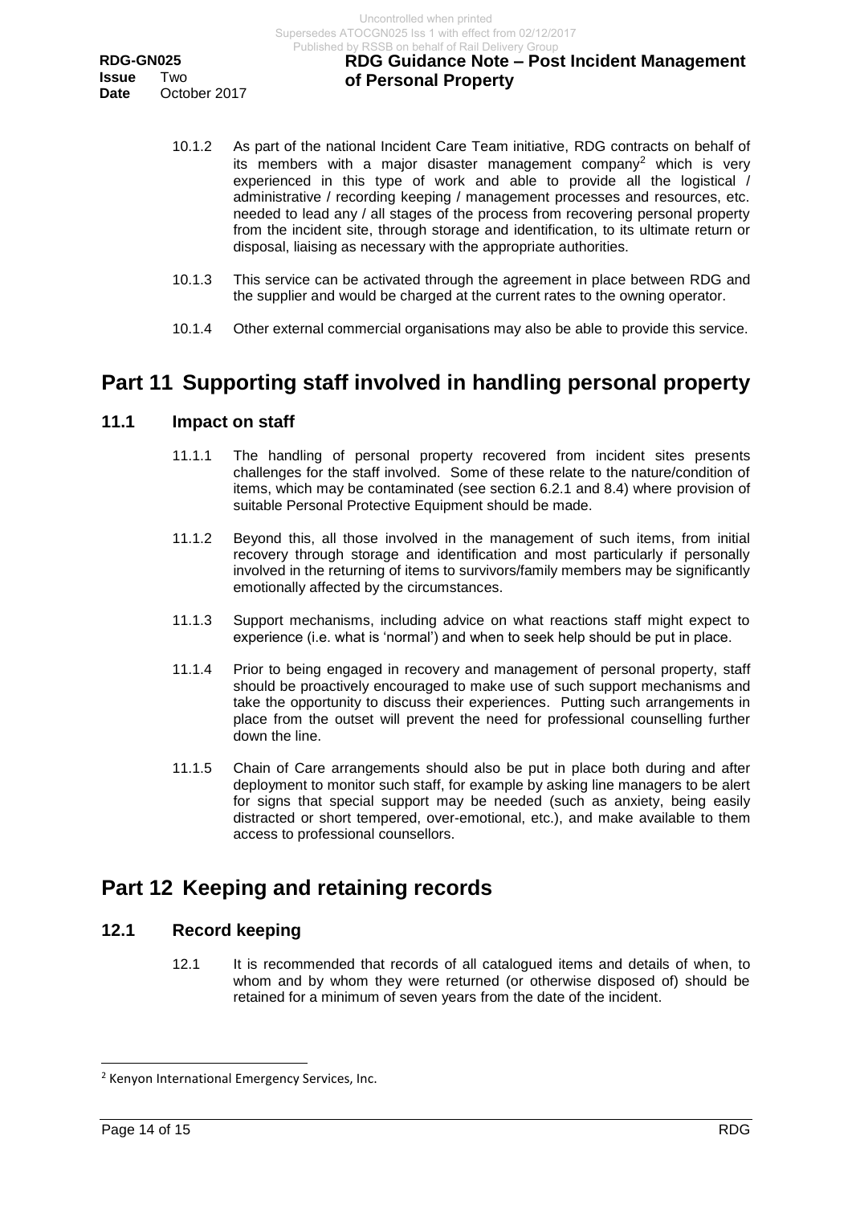10.1.2 As part of the national Incident Care Team initiative, RDG contracts on behalf of its members with a major disaster management company[2] which is very experienced in this type of work and able to provide all the logistical / administrative / recording keeping / management processes and resources, etc. needed to lead any / all stages of the process from recovering personal property from the incident site, through storage and identification, to its ultimate return or disposal, liaising as necessary with the appropriate authorities.

10.1.3 This service can be activated through the agreement in place between RDG and the supplier and would be charged at the current rates to the owning operator.

10.1.4 Other external commercial organisations may also be able to provide this service.

# Part 11 Supporting staff involved in handling personal property

## 11.1 Impact on staff

11.1.1 The handling of personal property recovered from incident sites presents challenges for the staff involved. Some of these relate to the nature/condition of items, which may be contaminated (see section 6.2.1 and 8.4) where provision of suitable Personal Protective Equipment should be made.

11.1.2 Beyond this, all those involved in the management of such items, from initial recovery through storage and identification and most particularly if personally involved in the returning of items to survivors/family members may be significantly emotionally affected by the circumstances.

11.1.3 Support mechanisms, including advice on what reactions staff might expect to experience (i.e. what is 'normal') and when to seek help should be put in place.

11.1.4 Prior to being engaged in recovery and management of personal property, staff should be proactively encouraged to make use of such support mechanisms and take the opportunity to discuss their experiences. Putting such arrangements in place from the outset will prevent the need for professional counselling further down the line.

11.1.5 Chain of Care arrangements should also be put in place both during and after deployment to monitor such staff, for example by asking line managers to be alert for signs that special support may be needed (such as anxiety, being easily distracted or short tempered, over-emotional, etc.), and make available to them access to professional counsellors.

# Part 12 Keeping and retaining records

## 12.1 Record keeping

12.1 It is recommended that records of all catalogued items and details of when, to whom and by whom they were returned (or otherwise disposed of) should be retained for a minimum of seven years from the date of the incident.

[2] Kenyon International Emergency Services, Inc.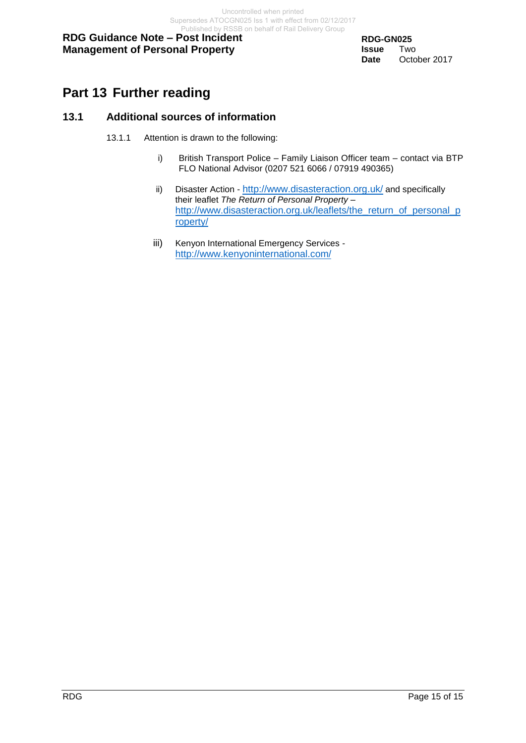# Part 13 Further reading

## 13.1 Additional sources of information

13.1.1 Attention is drawn to the following:

i) British Transport Police – Family Liaison Officer team – contact via BTP FLO National Advisor (0207 521 6066 / 07919 490365)

ii) Disaster Action - http://www.disasteraction.org.uk/ and specifically their leaflet *The Return of Personal Property* – http://www.disasteraction.org.uk/leaflets/the_return_of_personal_property/

iii) Kenyon International Emergency Services - http://www.kenyoninternational.com/